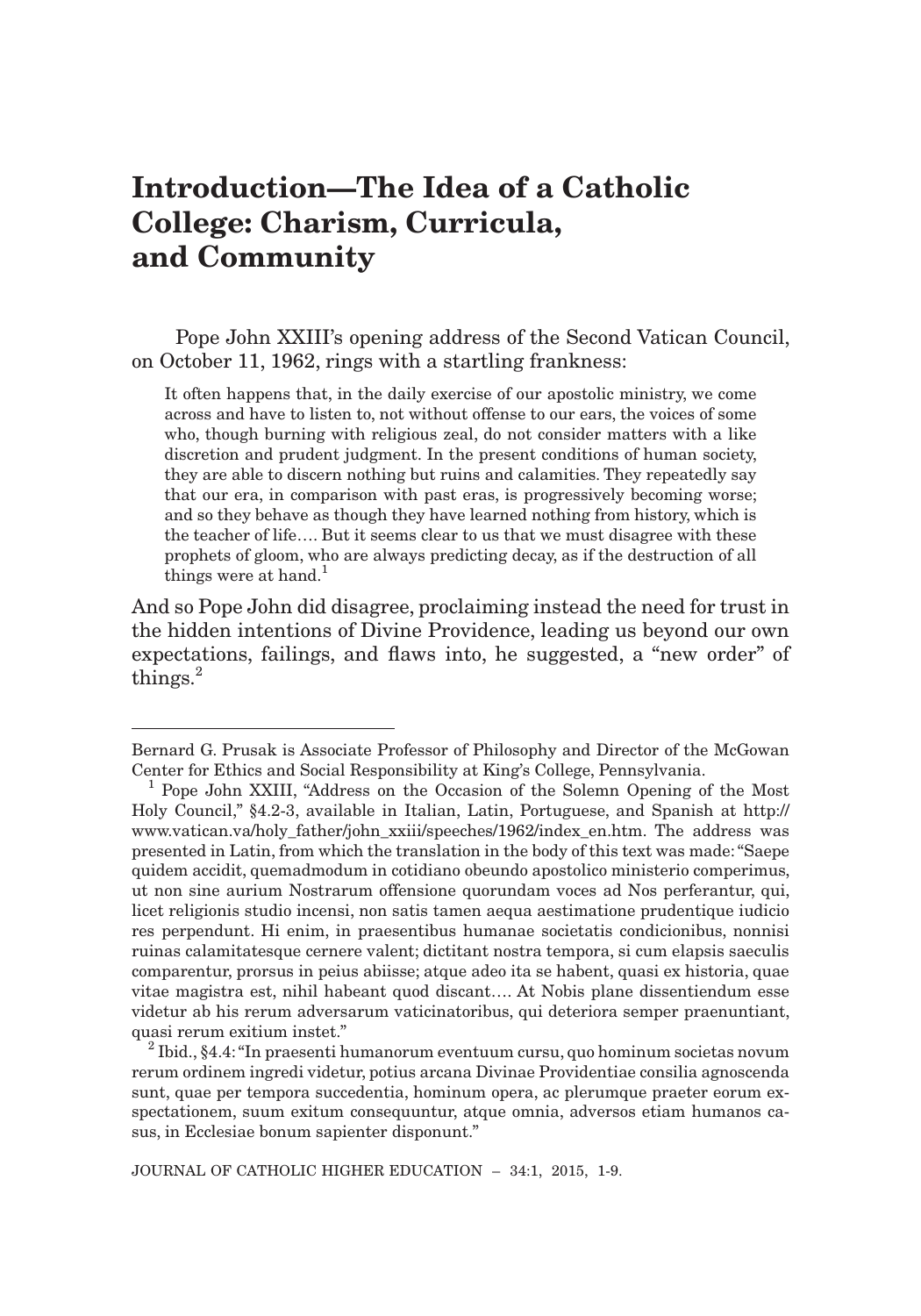# Introduction—The Idea of a Catholic College: Charism, Curricula, and Community

Pope John XXIII's opening address of the Second Vatican Council, on October 11, 1962, rings with a startling frankness:

> It often happens that, in the daily exercise of our apostolic ministry, we come across and have to listen to, not without offense to our ears, the voices of some who, though burning with religious zeal, do not consider matters with a like discretion and prudent judgment. In the present conditions of human society, they are able to discern nothing but ruins and calamities. They repeatedly say that our era, in comparison with past eras, is progressively becoming worse; and so they behave as though they have learned nothing from history, which is the teacher of life…. But it seems clear to us that we must disagree with these prophets of gloom, who are always predicting decay, as if the destruction of all things were at hand.[1]

And so Pope John did disagree, proclaiming instead the need for trust in the hidden intentions of Divine Providence, leading us beyond our own expectations, failings, and flaws into, he suggested, a "new order" of things.[2]

---

Bernard G. Prusak is Associate Professor of Philosophy and Director of the McGowan Center for Ethics and Social Responsibility at King's College, Pennsylvania.

[1] Pope John XXIII, "Address on the Occasion of the Solemn Opening of the Most Holy Council," §4.2-3, available in Italian, Latin, Portuguese, and Spanish at http://www.vatican.va/holy_father/john_xxiii/speeches/1962/index_en.htm. The address was presented in Latin, from which the translation in the body of this text was made: "Saepe quidem accidit, quemadmodum in cotidiano obeundo apostolico ministerio comperimus, ut non sine aurium Nostrarum offensione quorundam voces ad Nos perferantur, qui, licet religionis studio incensi, non satis tamen aequa aestimatione prudentique iudicio res perpendunt. Hi enim, in praesentibus humanae societatis condicionibus, nonnisi ruinas calamitatesque cernere valent; dictitant nostra tempora, si cum elapsis saeculis comparentur, prorsus in peius abiisse; atque adeo ita se habent, quasi ex historia, quae vitae magistra est, nihil habeant quod discant…. At Nobis plane dissentiendum esse videtur ab his rerum adversarum vaticinatoribus, qui deteriora semper praenuntiant, quasi rerum exitium instet."

[2] Ibid., §4.4: "In praesenti humanorum eventuum cursu, quo hominum societas novum rerum ordinem ingredi videtur, potius arcana Divinae Providentiae consilia agnoscenda sunt, quae per tempora succedentia, hominum opera, ac plerumque praeter eorum exspectationem, suum exitum consequuntur, atque omnia, adversos etiam humanos casus, in Ecclesiae bonum sapienter disponunt."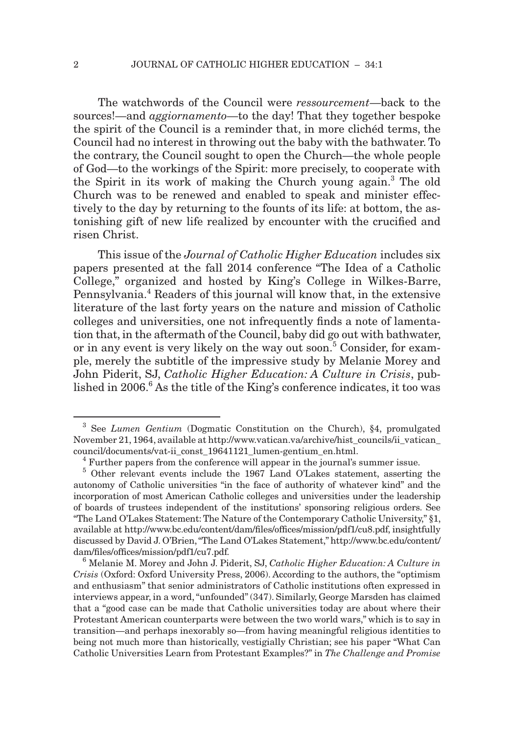The watchwords of the Council were *ressourcement*—back to the sources!—and *aggiornamento*—to the day! That they together bespoke the spirit of the Council is a reminder that, in more clichéd terms, the Council had no interest in throwing out the baby with the bathwater. To the contrary, the Council sought to open the Church—the whole people of God—to the workings of the Spirit: more precisely, to cooperate with the Spirit in its work of making the Church young again.[3] The old Church was to be renewed and enabled to speak and minister effectively to the day by returning to the founts of its life: at bottom, the astonishing gift of new life realized by encounter with the crucified and risen Christ.

This issue of the *Journal of Catholic Higher Education* includes six papers presented at the fall 2014 conference "The Idea of a Catholic College," organized and hosted by King's College in Wilkes-Barre, Pennsylvania.[4] Readers of this journal will know that, in the extensive literature of the last forty years on the nature and mission of Catholic colleges and universities, one not infrequently finds a note of lamentation that, in the aftermath of the Council, baby did go out with bathwater, or in any event is very likely on the way out soon.[5] Consider, for example, merely the subtitle of the impressive study by Melanie Morey and John Piderit, SJ, *Catholic Higher Education: A Culture in Crisis*, published in 2006.[6] As the title of the King's conference indicates, it too was

---

[3] See *Lumen Gentium* (Dogmatic Constitution on the Church), §4, promulgated November 21, 1964, available at http://www.vatican.va/archive/hist_councils/ii_vatican_council/documents/vat-ii_const_19641121_lumen-gentium_en.html.

[4] Further papers from the conference will appear in the journal's summer issue.

[5] Other relevant events include the 1967 Land O'Lakes statement, asserting the autonomy of Catholic universities "in the face of authority of whatever kind" and the incorporation of most American Catholic colleges and universities under the leadership of boards of trustees independent of the institutions' sponsoring religious orders. See "The Land O'Lakes Statement: The Nature of the Contemporary Catholic University," §1, available at http://www.bc.edu/content/dam/files/offices/mission/pdf1/cu8.pdf, insightfully discussed by David J. O'Brien, "The Land O'Lakes Statement," http://www.bc.edu/content/dam/files/offices/mission/pdf1/cu7.pdf.

[6] Melanie M. Morey and John J. Piderit, SJ, *Catholic Higher Education: A Culture in Crisis* (Oxford: Oxford University Press, 2006). According to the authors, the "optimism and enthusiasm" that senior administrators of Catholic institutions often expressed in interviews appear, in a word, "unfounded" (347). Similarly, George Marsden has claimed that a "good case can be made that Catholic universities today are about where their Protestant American counterparts were between the two world wars," which is to say in transition—and perhaps inexorably so—from having meaningful religious identities to being not much more than historically, vestigially Christian; see his paper "What Can Catholic Universities Learn from Protestant Examples?" in *The Challenge and Promise*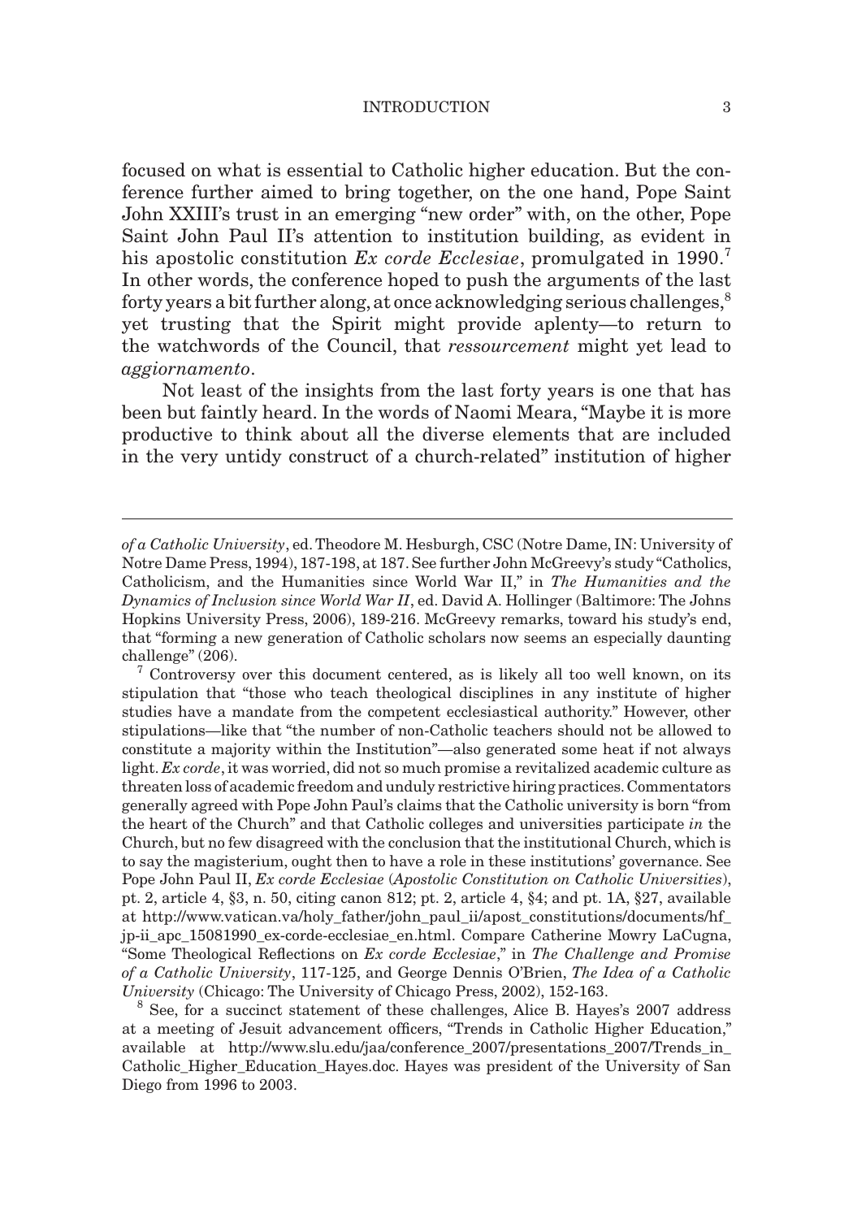focused on what is essential to Catholic higher education. But the conference further aimed to bring together, on the one hand, Pope Saint John XXIII's trust in an emerging "new order" with, on the other, Pope Saint John Paul II's attention to institution building, as evident in his apostolic constitution *Ex corde Ecclesiae*, promulgated in 1990.[7] In other words, the conference hoped to push the arguments of the last forty years a bit further along, at once acknowledging serious challenges,[8] yet trusting that the Spirit might provide aplenty—to return to the watchwords of the Council, that *ressourcement* might yet lead to *aggiornamento*.

Not least of the insights from the last forty years is one that has been but faintly heard. In the words of Naomi Meara, "Maybe it is more productive to think about all the diverse elements that are included in the very untidy construct of a church-related" institution of higher

---

*of a Catholic University*, ed. Theodore M. Hesburgh, CSC (Notre Dame, IN: University of Notre Dame Press, 1994), 187-198, at 187. See further John McGreevy's study "Catholics, Catholicism, and the Humanities since World War II," in *The Humanities and the Dynamics of Inclusion since World War II*, ed. David A. Hollinger (Baltimore: The Johns Hopkins University Press, 2006), 189-216. McGreevy remarks, toward his study's end, that "forming a new generation of Catholic scholars now seems an especially daunting challenge" (206).

[7] Controversy over this document centered, as is likely all too well known, on its stipulation that "those who teach theological disciplines in any institute of higher studies have a mandate from the competent ecclesiastical authority." However, other stipulations—like that "the number of non-Catholic teachers should not be allowed to constitute a majority within the Institution"—also generated some heat if not always light. *Ex corde*, it was worried, did not so much promise a revitalized academic culture as threaten loss of academic freedom and unduly restrictive hiring practices. Commentators generally agreed with Pope John Paul's claims that the Catholic university is born "from the heart of the Church" and that Catholic colleges and universities participate *in* the Church, but no few disagreed with the conclusion that the institutional Church, which is to say the magisterium, ought then to have a role in these institutions' governance. See Pope John Paul II, *Ex corde Ecclesiae* (*Apostolic Constitution on Catholic Universities*), pt. 2, article 4, §3, n. 50, citing canon 812; pt. 2, article 4, §4; and pt. 1A, §27, available at http://www.vatican.va/holy_father/john_paul_ii/apost_constitutions/documents/hf_jp-ii_apc_15081990_ex-corde-ecclesiae_en.html. Compare Catherine Mowry LaCugna, "Some Theological Reflections on *Ex corde Ecclesiae*," in *The Challenge and Promise of a Catholic University*, 117-125, and George Dennis O'Brien, *The Idea of a Catholic University* (Chicago: The University of Chicago Press, 2002), 152-163.

[8] See, for a succinct statement of these challenges, Alice B. Hayes's 2007 address at a meeting of Jesuit advancement officers, "Trends in Catholic Higher Education," available at http://www.slu.edu/jaa/conference_2007/presentations_2007/Trends_in_Catholic_Higher_Education_Hayes.doc. Hayes was president of the University of San Diego from 1996 to 2003.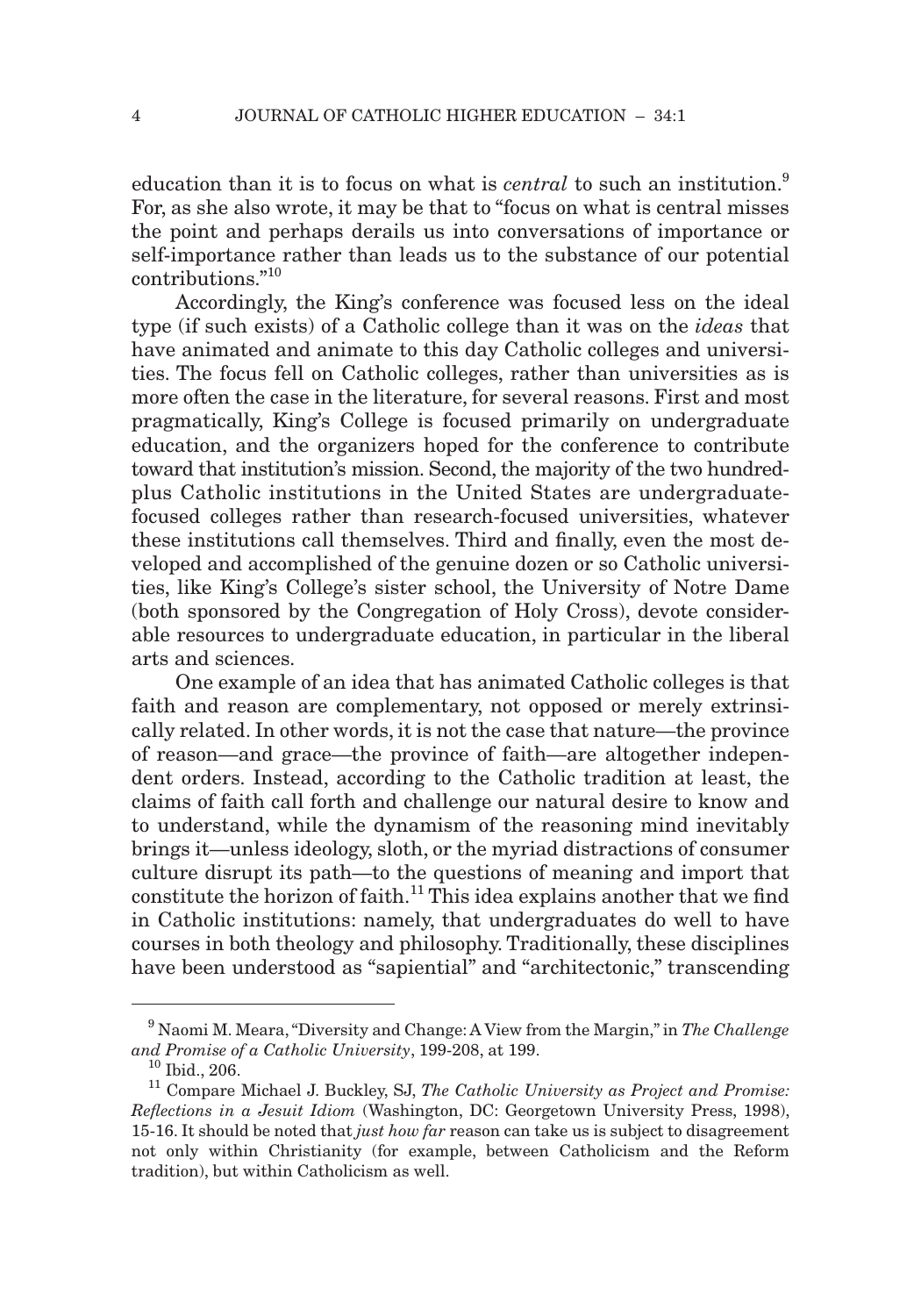education than it is to focus on what is *central* to such an institution.[9] For, as she also wrote, it may be that to "focus on what is central misses the point and perhaps derails us into conversations of importance or self-importance rather than leads us to the substance of our potential contributions."[10]

Accordingly, the King's conference was focused less on the ideal type (if such exists) of a Catholic college than it was on the *ideas* that have animated and animate to this day Catholic colleges and universities. The focus fell on Catholic colleges, rather than universities as is more often the case in the literature, for several reasons. First and most pragmatically, King's College is focused primarily on undergraduate education, and the organizers hoped for the conference to contribute toward that institution's mission. Second, the majority of the two hundred-plus Catholic institutions in the United States are undergraduate-focused colleges rather than research-focused universities, whatever these institutions call themselves. Third and finally, even the most developed and accomplished of the genuine dozen or so Catholic universities, like King's College's sister school, the University of Notre Dame (both sponsored by the Congregation of Holy Cross), devote considerable resources to undergraduate education, in particular in the liberal arts and sciences.

One example of an idea that has animated Catholic colleges is that faith and reason are complementary, not opposed or merely extrinsically related. In other words, it is not the case that nature—the province of reason—and grace—the province of faith—are altogether independent orders. Instead, according to the Catholic tradition at least, the claims of faith call forth and challenge our natural desire to know and to understand, while the dynamism of the reasoning mind inevitably brings it—unless ideology, sloth, or the myriad distractions of consumer culture disrupt its path—to the questions of meaning and import that constitute the horizon of faith.[11] This idea explains another that we find in Catholic institutions: namely, that undergraduates do well to have courses in both theology and philosophy. Traditionally, these disciplines have been understood as "sapiential" and "architectonic," transcending

---

[9] Naomi M. Meara, "Diversity and Change: A View from the Margin," in *The Challenge and Promise of a Catholic University*, 199-208, at 199.

[10] Ibid., 206.

[11] Compare Michael J. Buckley, SJ, *The Catholic University as Project and Promise: Reflections in a Jesuit Idiom* (Washington, DC: Georgetown University Press, 1998), 15-16. It should be noted that *just how far* reason can take us is subject to disagreement not only within Christianity (for example, between Catholicism and the Reform tradition), but within Catholicism as well.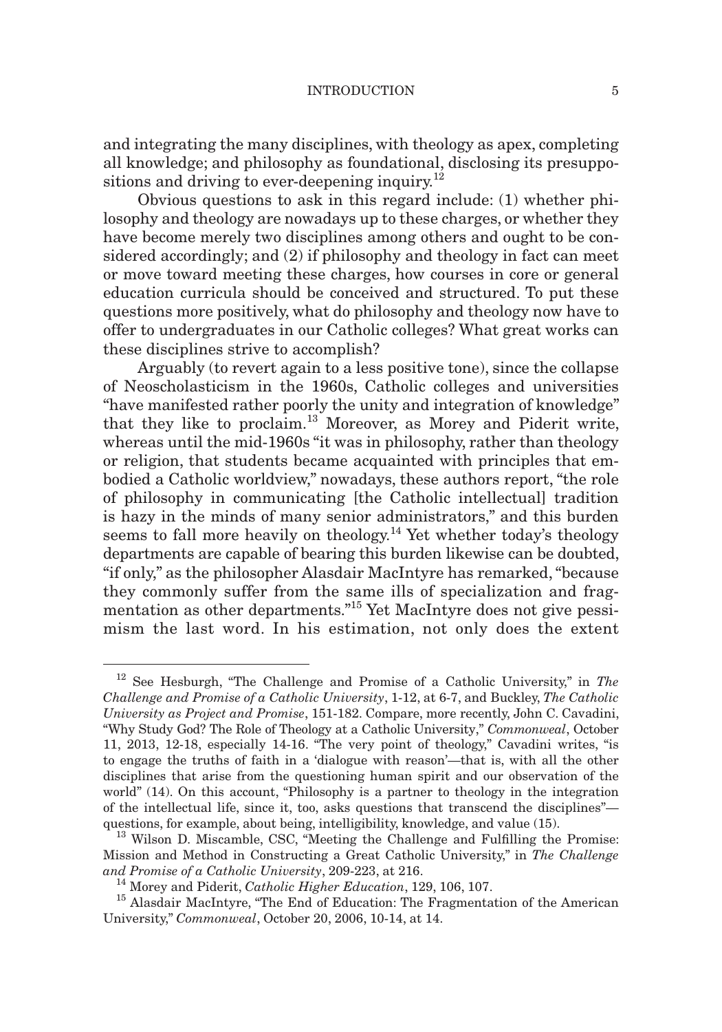and integrating the many disciplines, with theology as apex, completing all knowledge; and philosophy as foundational, disclosing its presuppositions and driving to ever-deepening inquiry.[12]

Obvious questions to ask in this regard include: (1) whether philosophy and theology are nowadays up to these charges, or whether they have become merely two disciplines among others and ought to be considered accordingly; and (2) if philosophy and theology in fact can meet or move toward meeting these charges, how courses in core or general education curricula should be conceived and structured. To put these questions more positively, what do philosophy and theology now have to offer to undergraduates in our Catholic colleges? What great works can these disciplines strive to accomplish?

Arguably (to revert again to a less positive tone), since the collapse of Neoscholasticism in the 1960s, Catholic colleges and universities "have manifested rather poorly the unity and integration of knowledge" that they like to proclaim.[13] Moreover, as Morey and Piderit write, whereas until the mid-1960s "it was in philosophy, rather than theology or religion, that students became acquainted with principles that embodied a Catholic worldview," nowadays, these authors report, "the role of philosophy in communicating [the Catholic intellectual] tradition is hazy in the minds of many senior administrators," and this burden seems to fall more heavily on theology.[14] Yet whether today's theology departments are capable of bearing this burden likewise can be doubted, "if only," as the philosopher Alasdair MacIntyre has remarked, "because they commonly suffer from the same ills of specialization and fragmentation as other departments."[15] Yet MacIntyre does not give pessimism the last word. In his estimation, not only does the extent

---

[12] See Hesburgh, "The Challenge and Promise of a Catholic University," in *The Challenge and Promise of a Catholic University*, 1-12, at 6-7, and Buckley, *The Catholic University as Project and Promise*, 151-182. Compare, more recently, John C. Cavadini, "Why Study God? The Role of Theology at a Catholic University," *Commonweal*, October 11, 2013, 12-18, especially 14-16. "The very point of theology," Cavadini writes, "is to engage the truths of faith in a 'dialogue with reason'—that is, with all the other disciplines that arise from the questioning human spirit and our observation of the world" (14). On this account, "Philosophy is a partner to theology in the integration of the intellectual life, since it, too, asks questions that transcend the disciplines"—questions, for example, about being, intelligibility, knowledge, and value (15).

[13] Wilson D. Miscamble, CSC, "Meeting the Challenge and Fulfilling the Promise: Mission and Method in Constructing a Great Catholic University," in *The Challenge and Promise of a Catholic University*, 209-223, at 216.

[14] Morey and Piderit, *Catholic Higher Education*, 129, 106, 107.

[15] Alasdair MacIntyre, "The End of Education: The Fragmentation of the American University," *Commonweal*, October 20, 2006, 10-14, at 14.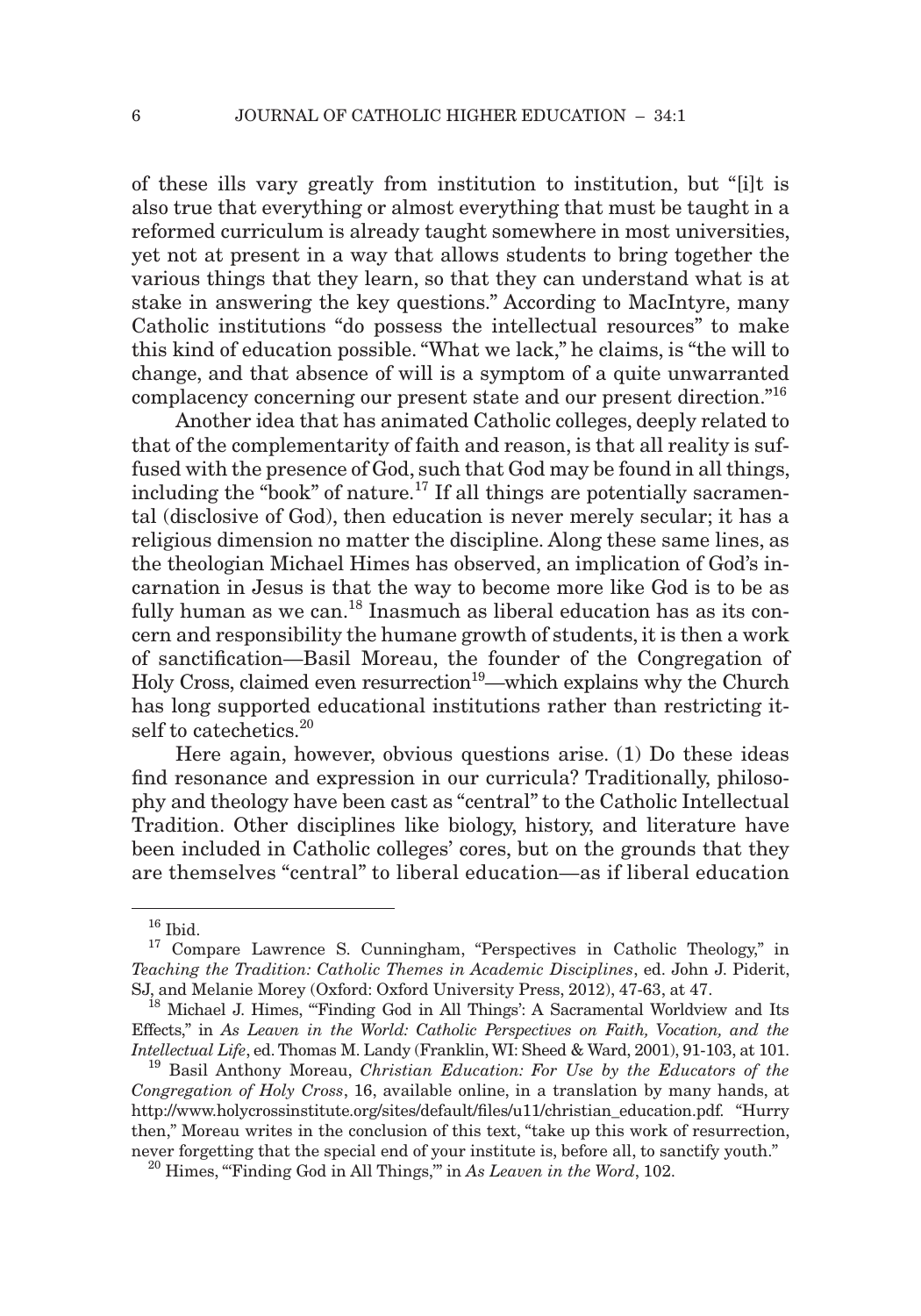of these ills vary greatly from institution to institution, but "[i]t is also true that everything or almost everything that must be taught in a reformed curriculum is already taught somewhere in most universities, yet not at present in a way that allows students to bring together the various things that they learn, so that they can understand what is at stake in answering the key questions." According to MacIntyre, many Catholic institutions "do possess the intellectual resources" to make this kind of education possible. "What we lack," he claims, is "the will to change, and that absence of will is a symptom of a quite unwarranted complacency concerning our present state and our present direction."[16]

Another idea that has animated Catholic colleges, deeply related to that of the complementarity of faith and reason, is that all reality is suffused with the presence of God, such that God may be found in all things, including the "book" of nature.[17] If all things are potentially sacramental (disclosive of God), then education is never merely secular; it has a religious dimension no matter the discipline. Along these same lines, as the theologian Michael Himes has observed, an implication of God's incarnation in Jesus is that the way to become more like God is to be as fully human as we can.[18] Inasmuch as liberal education has as its concern and responsibility the humane growth of students, it is then a work of sanctification—Basil Moreau, the founder of the Congregation of Holy Cross, claimed even resurrection[19]—which explains why the Church has long supported educational institutions rather than restricting itself to catechetics.[20]

Here again, however, obvious questions arise. (1) Do these ideas find resonance and expression in our curricula? Traditionally, philosophy and theology have been cast as "central" to the Catholic Intellectual Tradition. Other disciplines like biology, history, and literature have been included in Catholic colleges' cores, but on the grounds that they are themselves "central" to liberal education—as if liberal education

---

[16] Ibid.

[17] Compare Lawrence S. Cunningham, "Perspectives in Catholic Theology," in *Teaching the Tradition: Catholic Themes in Academic Disciplines*, ed. John J. Piderit, SJ, and Melanie Morey (Oxford: Oxford University Press, 2012), 47-63, at 47.

[18] Michael J. Himes, "'Finding God in All Things': A Sacramental Worldview and Its Effects," in *As Leaven in the World: Catholic Perspectives on Faith, Vocation, and the Intellectual Life*, ed. Thomas M. Landy (Franklin, WI: Sheed & Ward, 2001), 91-103, at 101.

[19] Basil Anthony Moreau, *Christian Education: For Use by the Educators of the Congregation of Holy Cross*, 16, available online, in a translation by many hands, at http://www.holycrossinstitute.org/sites/default/files/u11/christian_education.pdf. "Hurry then," Moreau writes in the conclusion of this text, "take up this work of resurrection, never forgetting that the special end of your institute is, before all, to sanctify youth."

[20] Himes, "'Finding God in All Things,'" in *As Leaven in the Word*, 102.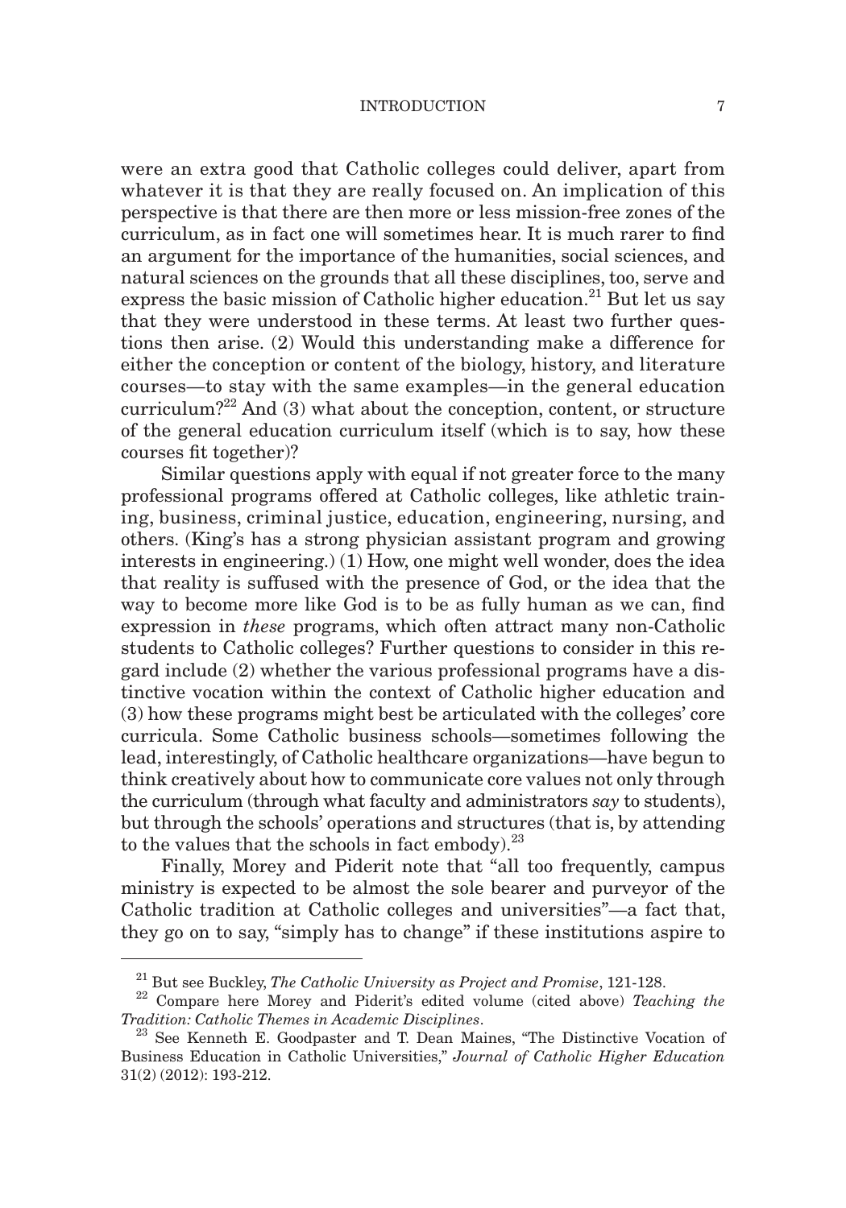were an extra good that Catholic colleges could deliver, apart from whatever it is that they are really focused on. An implication of this perspective is that there are then more or less mission-free zones of the curriculum, as in fact one will sometimes hear. It is much rarer to find an argument for the importance of the humanities, social sciences, and natural sciences on the grounds that all these disciplines, too, serve and express the basic mission of Catholic higher education.[21] But let us say that they were understood in these terms. At least two further questions then arise. (2) Would this understanding make a difference for either the conception or content of the biology, history, and literature courses—to stay with the same examples—in the general education curriculum?[22] And (3) what about the conception, content, or structure of the general education curriculum itself (which is to say, how these courses fit together)?

Similar questions apply with equal if not greater force to the many professional programs offered at Catholic colleges, like athletic training, business, criminal justice, education, engineering, nursing, and others. (King's has a strong physician assistant program and growing interests in engineering.) (1) How, one might well wonder, does the idea that reality is suffused with the presence of God, or the idea that the way to become more like God is to be as fully human as we can, find expression in *these* programs, which often attract many non-Catholic students to Catholic colleges? Further questions to consider in this regard include (2) whether the various professional programs have a distinctive vocation within the context of Catholic higher education and (3) how these programs might best be articulated with the colleges' core curricula. Some Catholic business schools—sometimes following the lead, interestingly, of Catholic healthcare organizations—have begun to think creatively about how to communicate core values not only through the curriculum (through what faculty and administrators *say* to students), but through the schools' operations and structures (that is, by attending to the values that the schools in fact embody).[23]

Finally, Morey and Piderit note that "all too frequently, campus ministry is expected to be almost the sole bearer and purveyor of the Catholic tradition at Catholic colleges and universities"—a fact that, they go on to say, "simply has to change" if these institutions aspire to

---

[21] But see Buckley, *The Catholic University as Project and Promise*, 121-128.

[22] Compare here Morey and Piderit's edited volume (cited above) *Teaching the Tradition: Catholic Themes in Academic Disciplines*.

[23] See Kenneth E. Goodpaster and T. Dean Maines, "The Distinctive Vocation of Business Education in Catholic Universities," *Journal of Catholic Higher Education* 31(2) (2012): 193-212.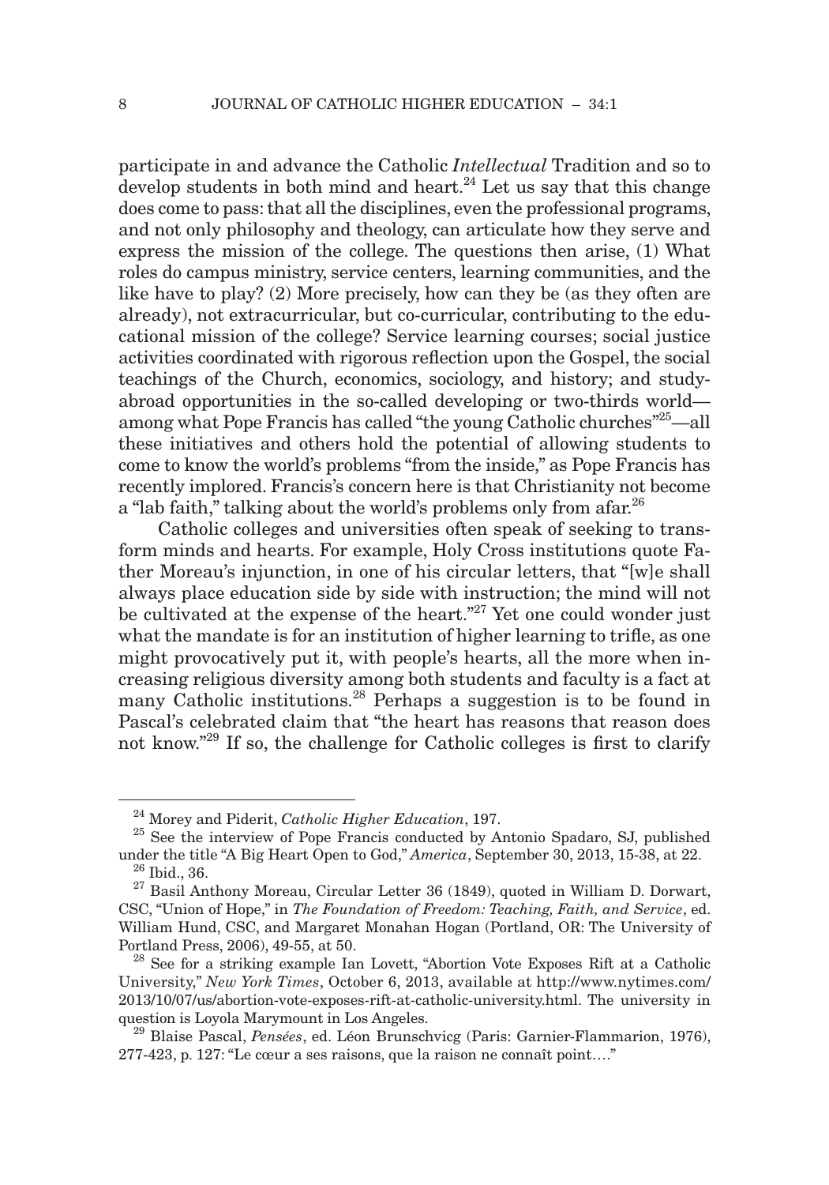participate in and advance the Catholic *Intellectual* Tradition and so to develop students in both mind and heart.[24] Let us say that this change does come to pass: that all the disciplines, even the professional programs, and not only philosophy and theology, can articulate how they serve and express the mission of the college. The questions then arise, (1) What roles do campus ministry, service centers, learning communities, and the like have to play? (2) More precisely, how can they be (as they often are already), not extracurricular, but co-curricular, contributing to the educational mission of the college? Service learning courses; social justice activities coordinated with rigorous reflection upon the Gospel, the social teachings of the Church, economics, sociology, and history; and study-abroad opportunities in the so-called developing or two-thirds world—among what Pope Francis has called "the young Catholic churches"[25]—all these initiatives and others hold the potential of allowing students to come to know the world's problems "from the inside," as Pope Francis has recently implored. Francis's concern here is that Christianity not become a "lab faith," talking about the world's problems only from afar.[26]

Catholic colleges and universities often speak of seeking to transform minds and hearts. For example, Holy Cross institutions quote Father Moreau's injunction, in one of his circular letters, that "[w]e shall always place education side by side with instruction; the mind will not be cultivated at the expense of the heart."[27] Yet one could wonder just what the mandate is for an institution of higher learning to trifle, as one might provocatively put it, with people's hearts, all the more when increasing religious diversity among both students and faculty is a fact at many Catholic institutions.[28] Perhaps a suggestion is to be found in Pascal's celebrated claim that "the heart has reasons that reason does not know."[29] If so, the challenge for Catholic colleges is first to clarify

---

[24] Morey and Piderit, *Catholic Higher Education*, 197.

[25] See the interview of Pope Francis conducted by Antonio Spadaro, SJ, published under the title "A Big Heart Open to God," *America*, September 30, 2013, 15-38, at 22.

[26] Ibid., 36.

[27] Basil Anthony Moreau, Circular Letter 36 (1849), quoted in William D. Dorwart, CSC, "Union of Hope," in *The Foundation of Freedom: Teaching, Faith, and Service*, ed. William Hund, CSC, and Margaret Monahan Hogan (Portland, OR: The University of Portland Press, 2006), 49-55, at 50.

[28] See for a striking example Ian Lovett, "Abortion Vote Exposes Rift at a Catholic University," *New York Times*, October 6, 2013, available at http://www.nytimes.com/2013/10/07/us/abortion-vote-exposes-rift-at-catholic-university.html. The university in question is Loyola Marymount in Los Angeles.

[29] Blaise Pascal, *Pensées*, ed. Léon Brunschvicg (Paris: Garnier-Flammarion, 1976), 277-423, p. 127: "Le cœur a ses raisons, que la raison ne connaît point…."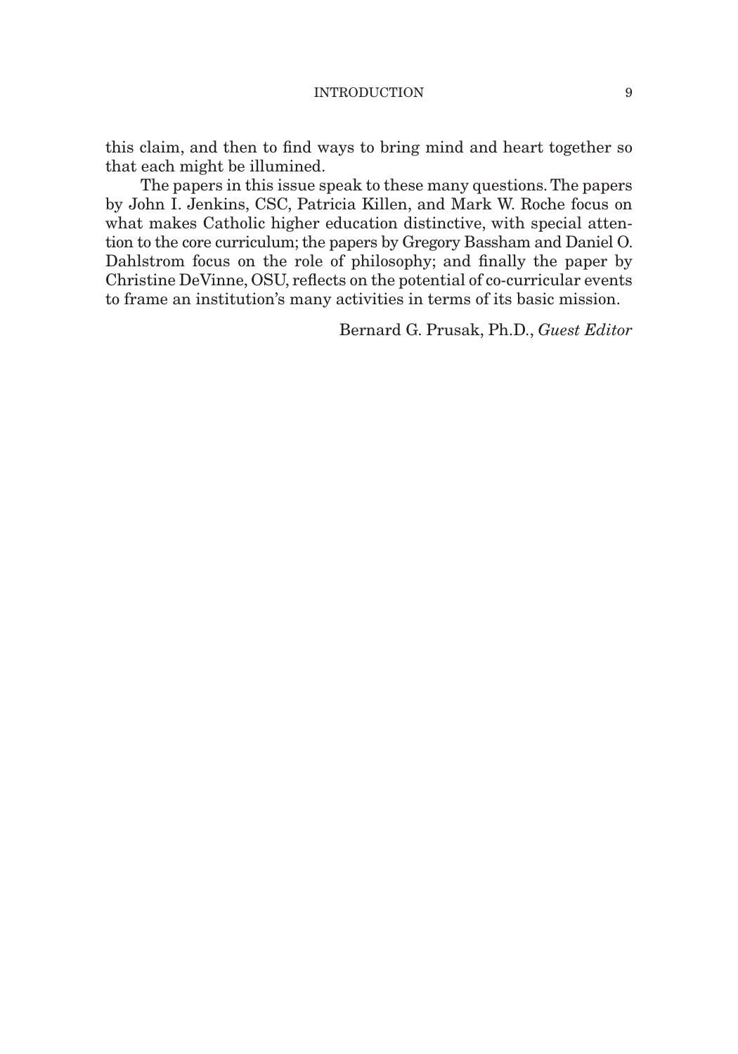this claim, and then to find ways to bring mind and heart together so that each might be illumined.

The papers in this issue speak to these many questions. The papers by John I. Jenkins, CSC, Patricia Killen, and Mark W. Roche focus on what makes Catholic higher education distinctive, with special attention to the core curriculum; the papers by Gregory Bassham and Daniel O. Dahlstrom focus on the role of philosophy; and finally the paper by Christine DeVinne, OSU, reflects on the potential of co-curricular events to frame an institution's many activities in terms of its basic mission.

Bernard G. Prusak, Ph.D., *Guest Editor*